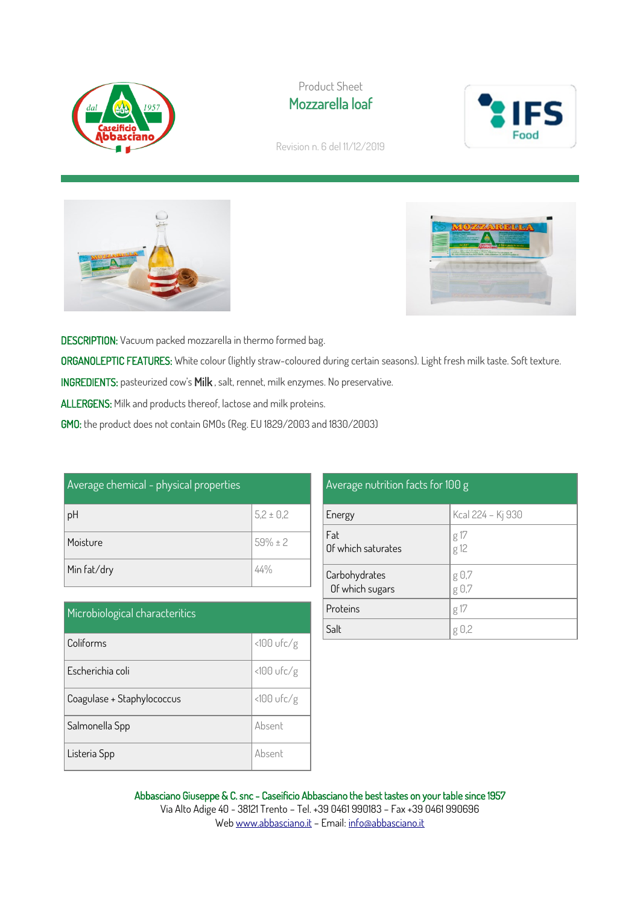Product Sheet

# Mozzarella loaf

Revision n. 6 del 11/12/2019

**DESCRIPTION:** Vacuum packed mozzarella in thermo formed bag.

**ORGANOLEPTIC FEATURES:** White colour (lightly straw-coloured during certain seasons). Light fresh milk taste. Soft texture.

**INGREDIENTS:** pasteurized cow's **Milk**, salt, rennet, milk enzymes. No preservative.

**ALLERGENS:** Milk and products thereof, lactose and milk proteins.

**GMO:** the product does not contain GMOs (Reg. EU 1829/2003 and 1830/2003)

| Average chemical - physical properties | |
|---|---|
| pH | 5,2 ± 0,2 |
| Moisture | 59% ± 2 |
| Min fat/dry | 44% |

| Microbiological characteritics | |
|---|---|
| Coliforms | <100 ufc/g |
| Escherichia coli | <100 ufc/g |
| Coagulase + Staphylococcus | <100 ufc/g |
| Salmonella Spp | Absent |
| Listeria Spp | Absent |

| Average nutrition facts for 100 g | |
|---|---|
| Energy | Kcal 224 - Kj 930 |
| Fat<br>Of which saturates | g 17<br>g 12 |
| Carbohydrates<br>Of which sugars | g 0,7<br>g 0,7 |
| Proteins | g 17 |
| Salt | g 0,2 |

**Abbasciano Giuseppe & C. snc - Caseificio Abbasciano the best tastes on your table since 1957**
Via Alto Adige 40 - 38121 Trento - Tel. +39 0461 990183 - Fax +39 0461 990696
Web www.abbasciano.it - Email: info@abbasciano.it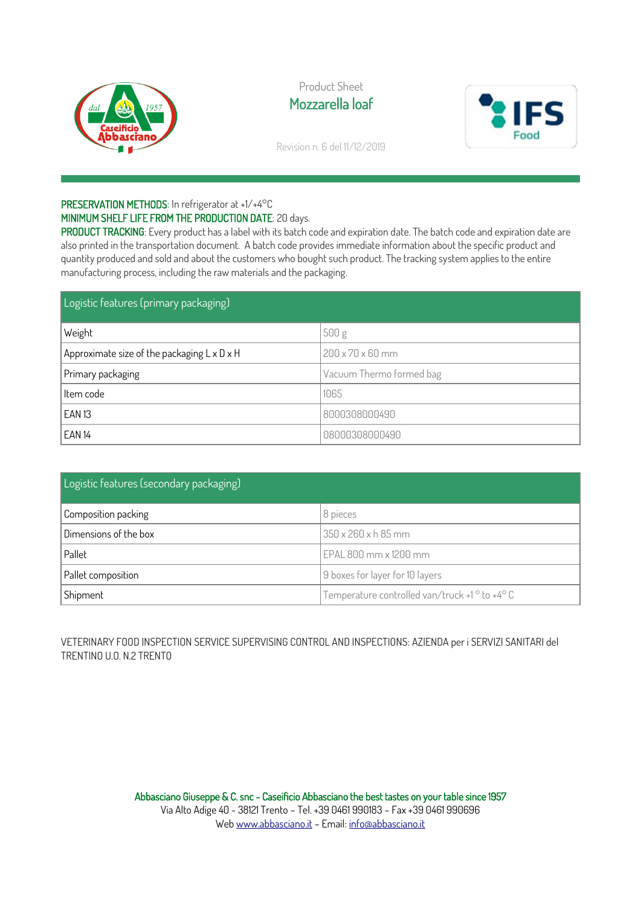Product Sheet

# Mozzarella loaf

Revision n. 6 del 11/12/2019

**PRESERVATION METHODS**: In refrigerator at +1/+4°C
**MINIMUM SHELF LIFE FROM THE PRODUCTION DATE**: 20 days.
**PRODUCT TRACKING**: Every product has a label with its batch code and expiration date. The batch code and expiration date are also printed in the transportation document. A batch code provides immediate information about the specific product and quantity produced and sold and about the customers who bought such product. The tracking system applies to the entire manufacturing process, including the raw materials and the packaging.

| Logistic features (primary packaging) | |
|---|---|
| Weight | 500 g |
| Approximate size of the packaging L x D x H | 200 x 70 x 60 mm |
| Primary packaging | Vacuum Thermo formed bag |
| Item code | 1065 |
| EAN 13 | 8000308000490 |
| EAN 14 | 08000308000490 |

| Logistic features (secondary packaging) | |
|---|---|
| Composition packing | 8 pieces |
| Dimensions of the box | 350 x 260 x h 85 mm |
| Pallet | EPAL 800 mm x 1200 mm |
| Pallet composition | 9 boxes for layer for 10 layers |
| Shipment | Temperature controlled van/truck +1 ° to +4° C |

VETERINARY FOOD INSPECTION SERVICE SUPERVISING CONTROL AND INSPECTIONS: AZIENDA per i SERVIZI SANITARI del TRENTINO U.O. N.2 TRENTO

**Abbasciano Giuseppe & C. snc – Caseificio Abbasciano the best tastes on your table since 1957**
Via Alto Adige 40 - 38121 Trento – Tel. +39 0461 990183 – Fax +39 0461 990696
Web www.abbasciano.it – Email: info@abbasciano.it